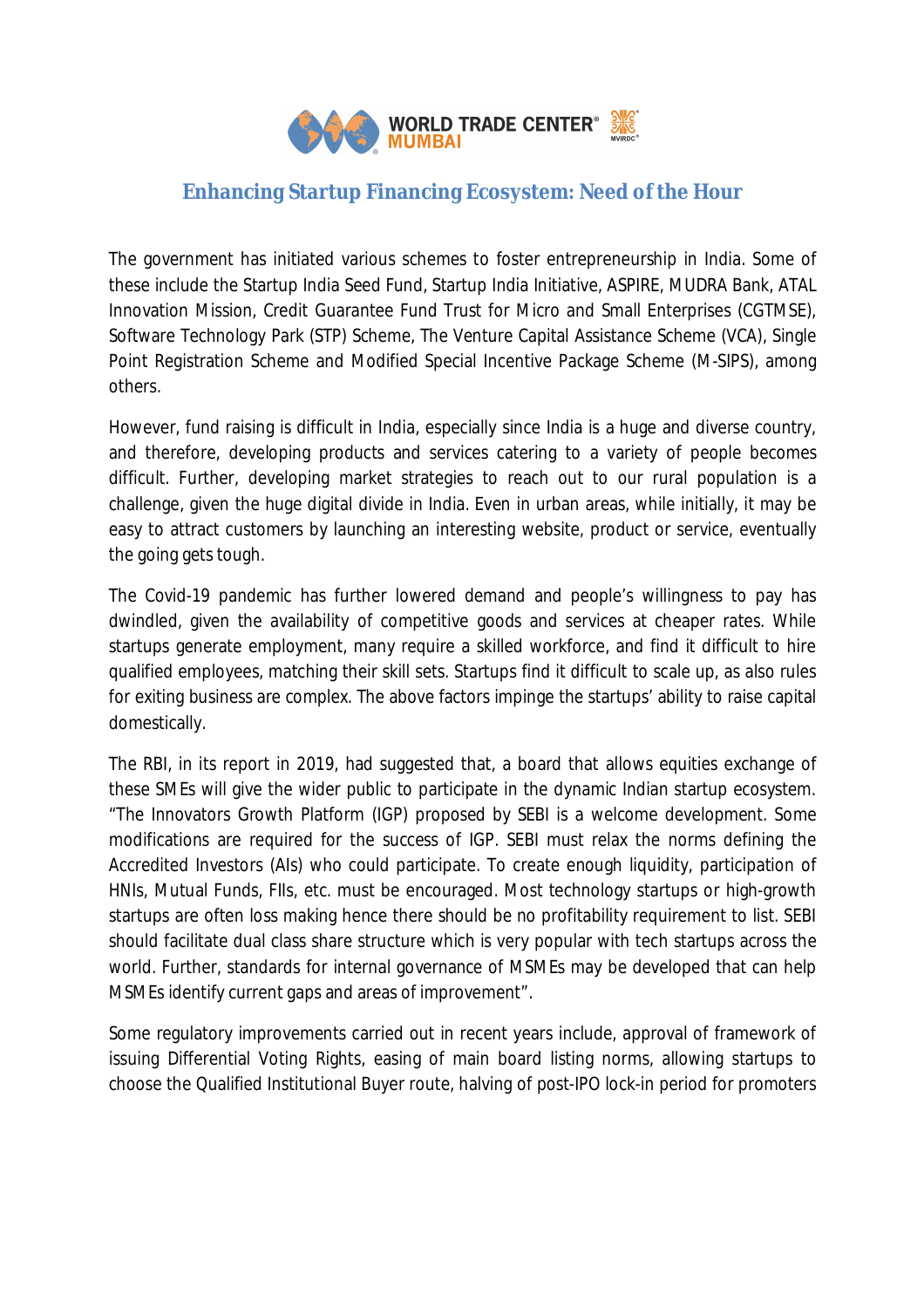# Enhancing Startup Financing Ecosystem: Need of the Hour

The government has initiated various schemes to foster entrepreneurship in India. Some of these include the Startup India Seed Fund, Startup India Initiative, ASPIRE, MUDRA Bank, ATAL Innovation Mission, Credit Guarantee Fund Trust for Micro and Small Enterprises (CGTMSE), Software Technology Park (STP) Scheme, The Venture Capital Assistance Scheme (VCA), Single Point Registration Scheme and Modified Special Incentive Package Scheme (M-SIPS), among others.

However, fund raising is difficult in India, especially since India is a huge and diverse country, and therefore, developing products and services catering to a variety of people becomes difficult. Further, developing market strategies to reach out to our rural population is a challenge, given the huge digital divide in India. Even in urban areas, while initially, it may be easy to attract customers by launching an interesting website, product or service, eventually the going gets tough.

The Covid-19 pandemic has further lowered demand and people's willingness to pay has dwindled, given the availability of competitive goods and services at cheaper rates. While startups generate employment, many require a skilled workforce, and find it difficult to hire qualified employees, matching their skill sets. Startups find it difficult to scale up, as also rules for exiting business are complex. The above factors impinge the startups' ability to raise capital domestically.

The RBI, in its report in 2019, had suggested that, a board that allows equities exchange of these SMEs will give the wider public to participate in the dynamic Indian startup ecosystem. "The Innovators Growth Platform (IGP) proposed by SEBI is a welcome development. Some modifications are required for the success of IGP. SEBI must relax the norms defining the Accredited Investors (AIs) who could participate. To create enough liquidity, participation of HNIs, Mutual Funds, FIIs, etc. must be encouraged. Most technology startups or high-growth startups are often loss making hence there should be no profitability requirement to list. SEBI should facilitate dual class share structure which is very popular with tech startups across the world. Further, standards for internal governance of MSMEs may be developed that can help MSMEs identify current gaps and areas of improvement".

Some regulatory improvements carried out in recent years include, approval of framework of issuing Differential Voting Rights, easing of main board listing norms, allowing startups to choose the Qualified Institutional Buyer route, halving of post-IPO lock-in period for promoters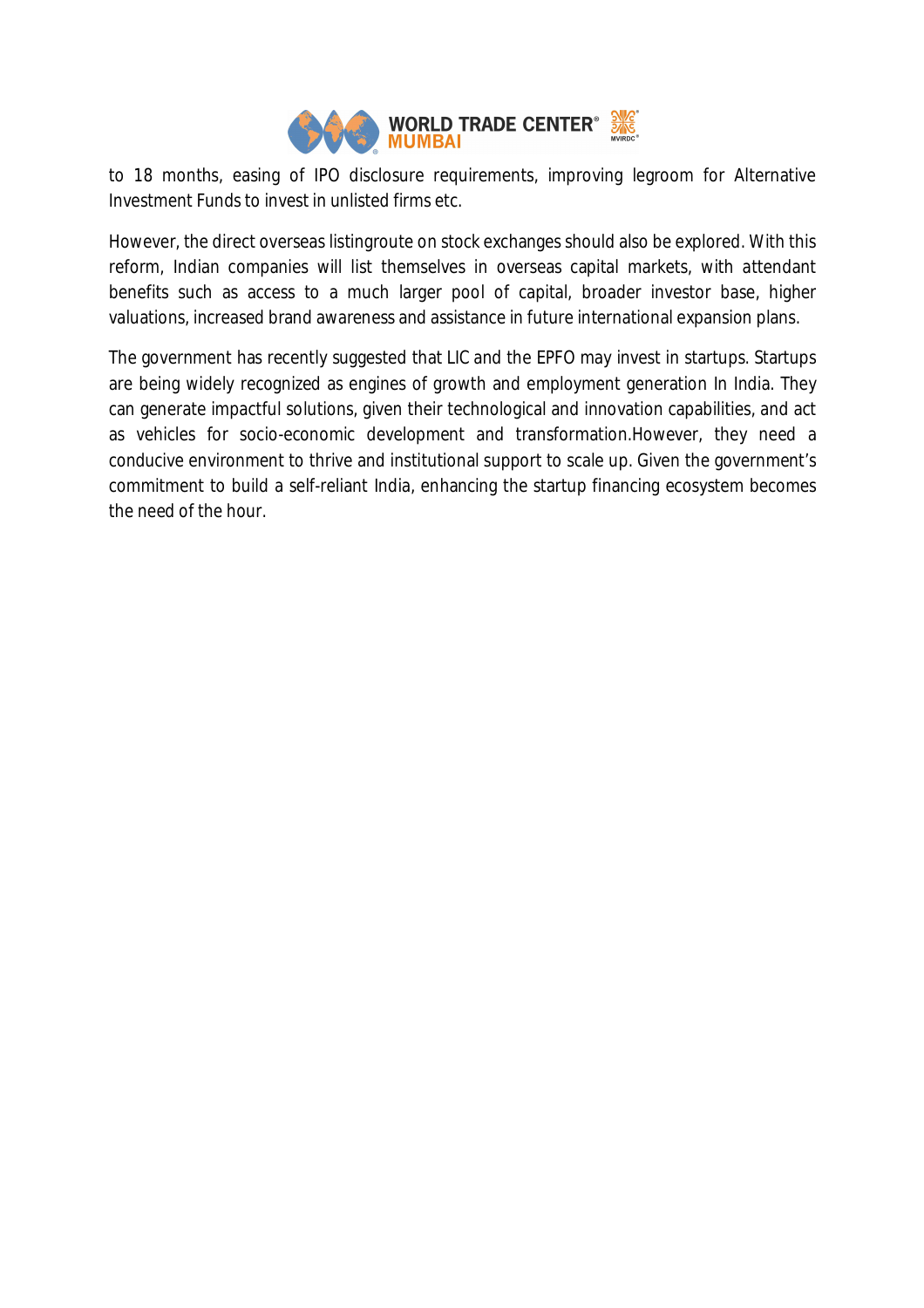to 18 months, easing of IPO disclosure requirements, improving legroom for Alternative Investment Funds to invest in unlisted firms etc.

However, the direct overseas listingroute on stock exchanges should also be explored. With this reform, Indian companies will list themselves in overseas capital markets, with attendant benefits such as access to a much larger pool of capital, broader investor base, higher valuations, increased brand awareness and assistance in future international expansion plans.

The government has recently suggested that LIC and the EPFO may invest in startups. Startups are being widely recognized as engines of growth and employment generation In India. They can generate impactful solutions, given their technological and innovation capabilities, and act as vehicles for socio-economic development and transformation.However, they need a conducive environment to thrive and institutional support to scale up. Given the government's commitment to build a self-reliant India, enhancing the startup financing ecosystem becomes the need of the hour.